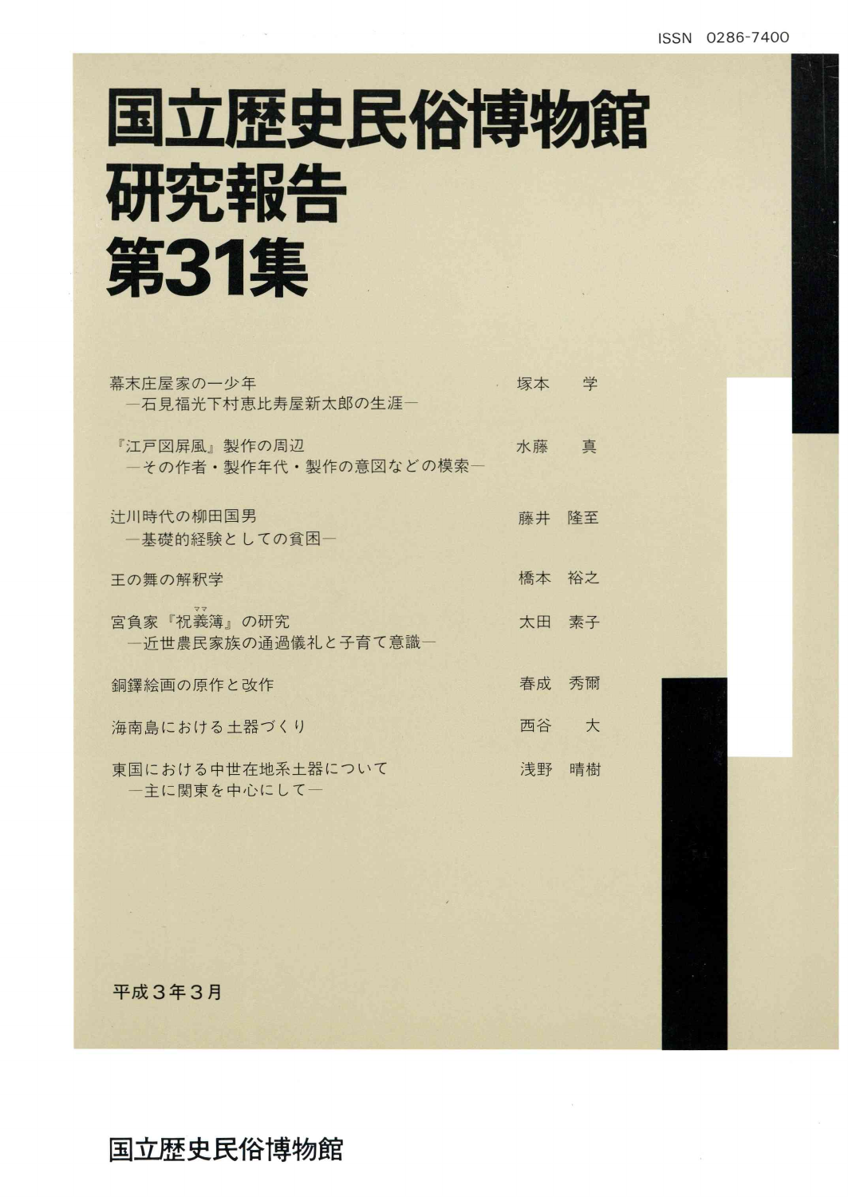ISSN 0286-7400

# 国立歴史民俗博物館研究報告 第31集

| | |
|---|---|
| 幕末庄屋家の一少年<br>―石見福光下村恵比寿屋新太郎の生涯― | 塚本　学 |
| 『江戸図屏風』製作の周辺<br>―その作者・製作年代・製作の意図などの模索― | 水藤　真 |
| 辻川時代の柳田国男<br>―基礎的経験としての貧困― | 藤井　隆至 |
| 王の舞の解釈学 | 橋本　裕之 |
| 宮負家『祝義簿（ママ）』の研究<br>―近世農民家族の通過儀礼と子育て意識― | 太田　素子 |
| 銅鐸絵画の原作と改作 | 春成　秀爾 |
| 海南島における土器づくり | 西谷　大 |
| 東国における中世在地系土器について<br>―主に関東を中心にして― | 浅野　晴樹 |

平成３年３月

国立歴史民俗博物館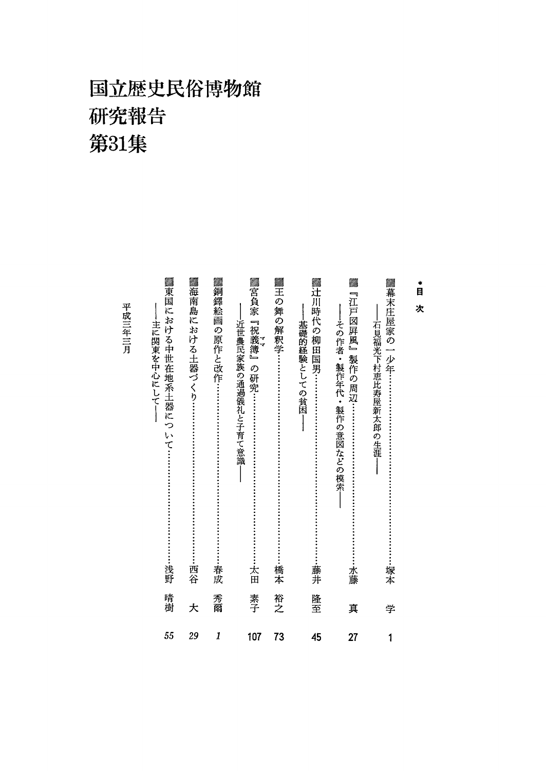# 国立歴史民俗博物館
# 研究報告
# 第31集

*目　次

- 幕末庄屋家の一少年……………………………塚本　学　1
  ──石見福光下村恵比寿屋新太郎の生涯──
- 『江戸図屏風』製作の周辺……………………水藤　真　27
  ──その作者・製作年代・製作の意図などの模索──
- 辻川時代の柳田国男……………………………藤井　隆至　45
  ──基礎的経験としての貧困──
- 王の舞の解釈学…………………………………橋本　裕之　73
- 宮負家『祝義簿』（ママ）の研究……………………………太田　素子　107
  ──近世農民家族の通過儀礼と子育て意識──
- 銅鐸絵画の原作と改作…………………………春成　秀爾　*1*
- 海南島における土器づくり……………………西谷　大　*29*
- 東国における中世在地系土器について………浅野　晴樹　*55*
  ──主に関東を中心にして──

平成三年三月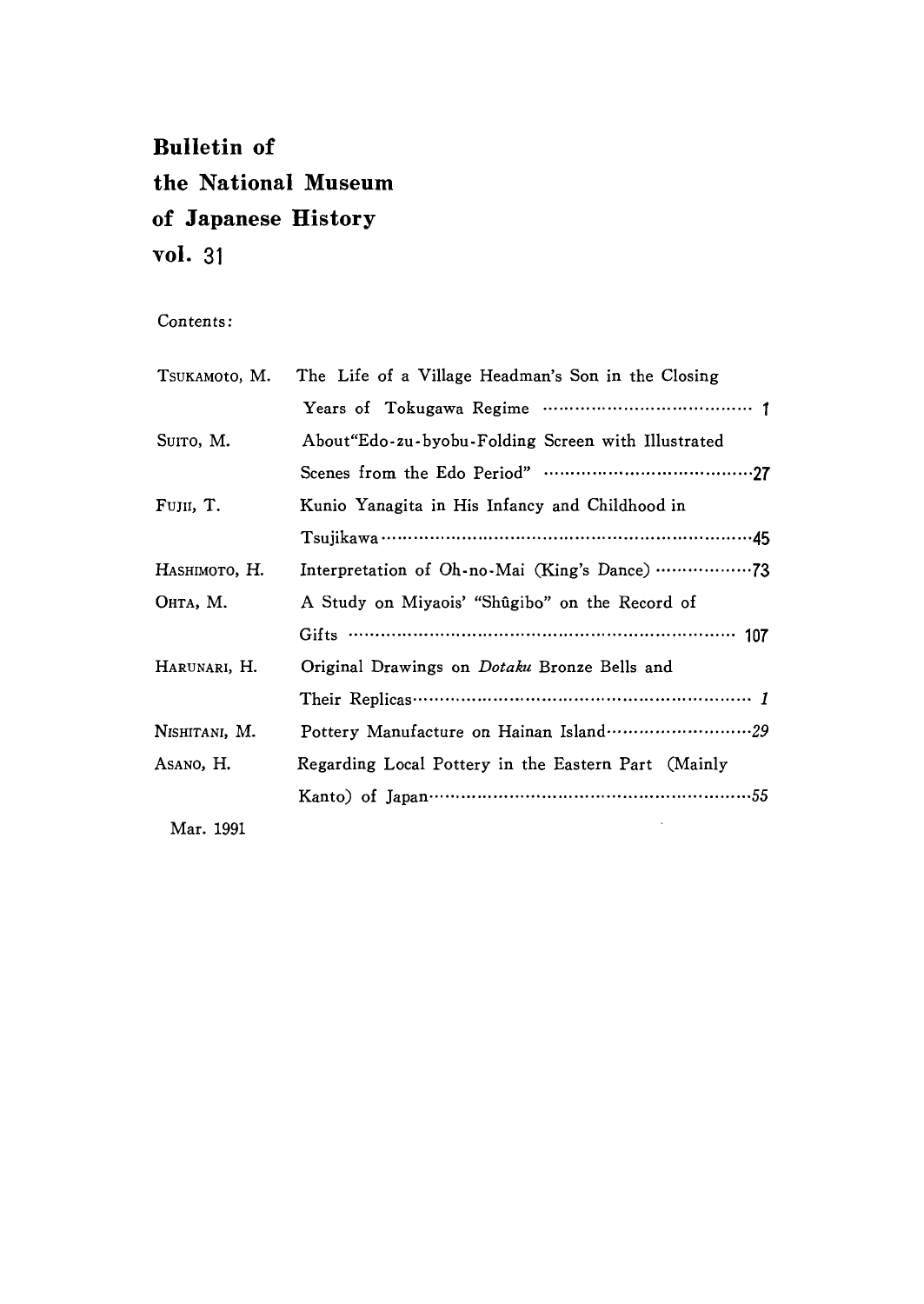# Bulletin of the National Museum of Japanese History vol. 31

Contents:

| | | |
|---|---|---|
| TSUKAMOTO, M. | The Life of a Village Headman's Son in the Closing Years of Tokugawa Regime | 1 |
| SUITO, M. | About"Edo-zu-byobu-Folding Screen with Illustrated Scenes from the Edo Period" | 27 |
| FUJII, T. | Kunio Yanagita in His Infancy and Childhood in Tsujikawa | 45 |
| HASHIMOTO, H. | Interpretation of Oh-no-Mai (King's Dance) | 73 |
| OHTA, M. | A Study on Miyaois' "Shûgibo" on the Record of Gifts | 107 |
| HARUNARI, H. | Original Drawings on *Dotaku* Bronze Bells and Their Replicas | *1* |
| NISHITANI, M. | Pottery Manufacture on Hainan Island | *29* |
| ASANO, H. | Regarding Local Pottery in the Eastern Part (Mainly Kanto) of Japan | *55* |

Mar. 1991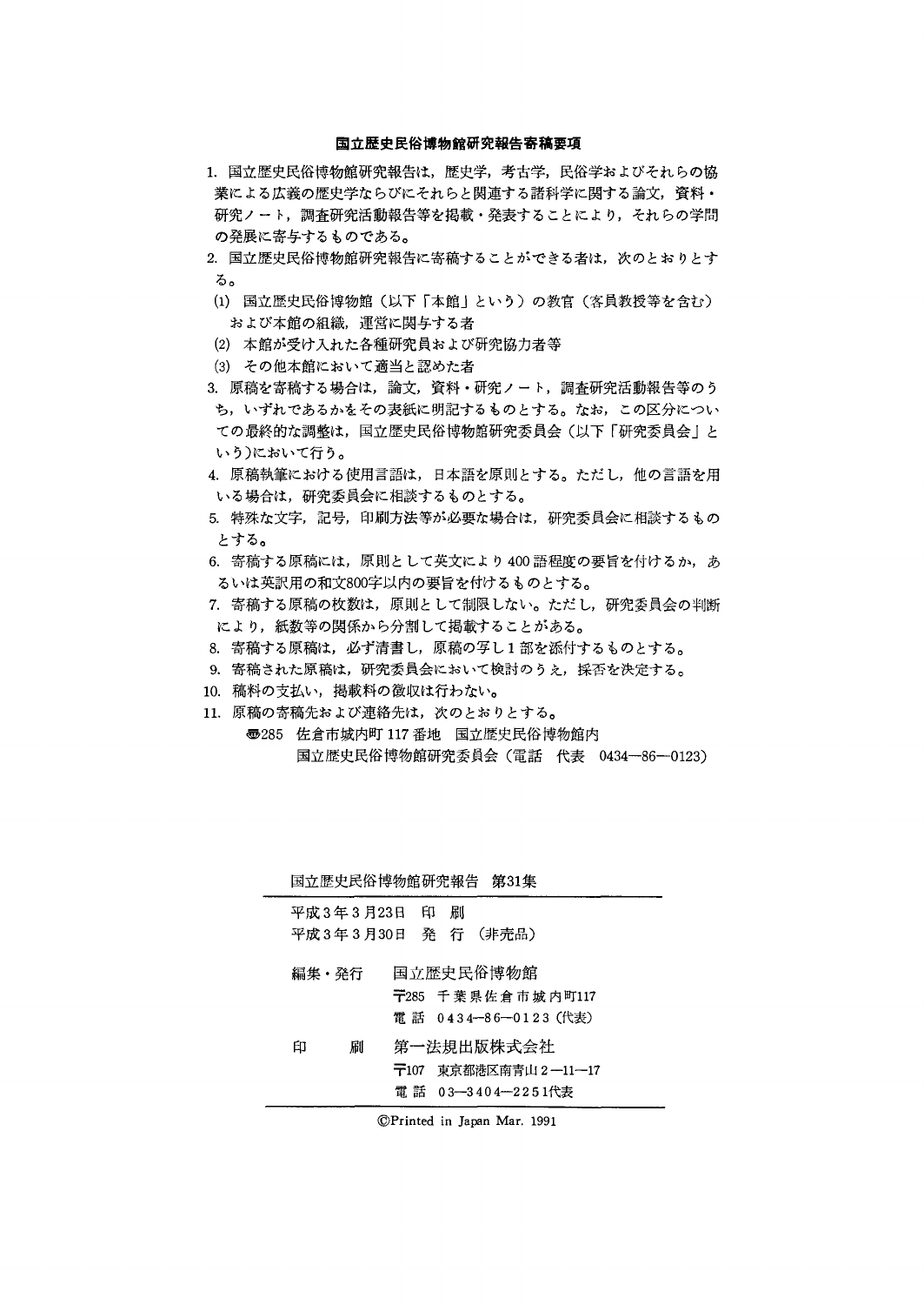## 国立歴史民俗博物館研究報告寄稿要項

1. 国立歴史民俗博物館研究報告は，歴史学，考古学，民俗学およびそれらの協業による広義の歴史学ならびにそれらと関連する諸科学に関する論文，資料・研究ノート，調査研究活動報告等を掲載・発表することにより，それらの学問の発展に寄与するものである。
2. 国立歴史民俗博物館研究報告に寄稿することができる者は，次のとおりとする。
   (1) 国立歴史民俗博物館（以下「本館」という）の教官（客員教授等を含む）および本館の組織，運営に関与する者
   (2) 本館が受け入れた各種研究員および研究協力者等
   (3) その他本館において適当と認めた者
3. 原稿を寄稿する場合は，論文，資料・研究ノート，調査研究活動報告等のうち，いずれであるかをその表紙に明記するものとする。なお，この区分についての最終的な調整は，国立歴史民俗博物館研究委員会（以下「研究委員会」という)において行う。
4. 原稿執筆における使用言語は，日本語を原則とする。ただし，他の言語を用いる場合は，研究委員会に相談するものとする。
5. 特殊な文字，記号，印刷方法等が必要な場合は，研究委員会に相談するものとする。
6. 寄稿する原稿には，原則として英文により400語程度の要旨を付けるか，あるいは英訳用の和文800字以内の要旨を付けるものとする。
7. 寄稿する原稿の枚数は，原則として制限しない。ただし，研究委員会の判断により，紙数等の関係から分割して掲載することがある。
8. 寄稿する原稿は，必ず清書し，原稿の写し1部を添付するものとする。
9. 寄稿された原稿は，研究委員会において検討のうえ，採否を決定する。
10. 稿料の支払い，掲載料の徴収は行わない。
11. 原稿の寄稿先および連絡先は，次のとおりとする。
    〒285 佐倉市城内町117番地 国立歴史民俗博物館内
    国立歴史民俗博物館研究委員会（電話 代表 0434—86—0123)

---

国立歴史民俗博物館研究報告 第31集

平成3年3月23日 印 刷
平成3年3月30日 発 行 （非売品）

編集・発行 国立歴史民俗博物館
〒285 千葉県佐倉市城内町117
電 話 0434—86—0123（代表）

印 刷 第一法規出版株式会社
〒107 東京都港区南青山2—11—17
電 話 03—3404—2251代表

©Printed in Japan Mar. 1991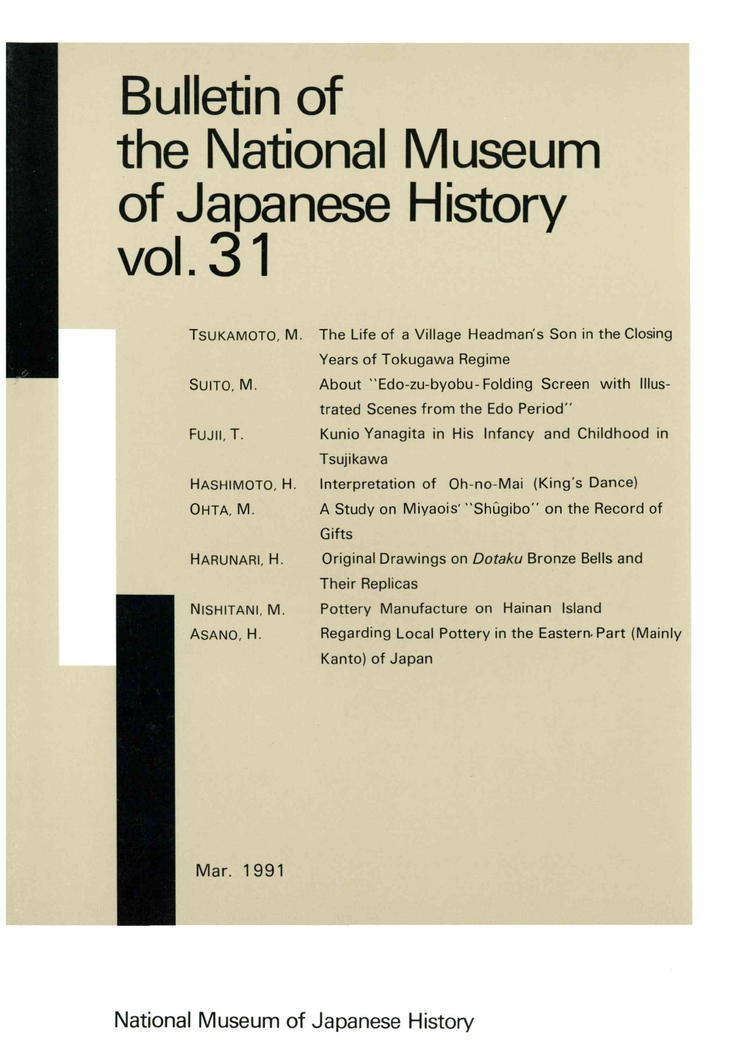# Bulletin of the National Museum of Japanese History vol. 31

| | |
|---|---|
| TSUKAMOTO, M. | The Life of a Village Headman's Son in the Closing Years of Tokugawa Regime |
| SUITO, M. | About "Edo-zu-byobu-Folding Screen with Illustrated Scenes from the Edo Period" |
| FUJII, T. | Kunio Yanagita in His Infancy and Childhood in Tsujikawa |
| HASHIMOTO, H. | Interpretation of Oh-no-Mai (King's Dance) |
| OHTA, M. | A Study on Miyaois' "Shûgibo" on the Record of Gifts |
| HARUNARI, H. | Original Drawings on *Dotaku* Bronze Bells and Their Replicas |
| NISHITANI, M. | Pottery Manufacture on Hainan Island |
| ASANO, H. | Regarding Local Pottery in the Eastern Part (Mainly Kanto) of Japan |

Mar. 1991

National Museum of Japanese History